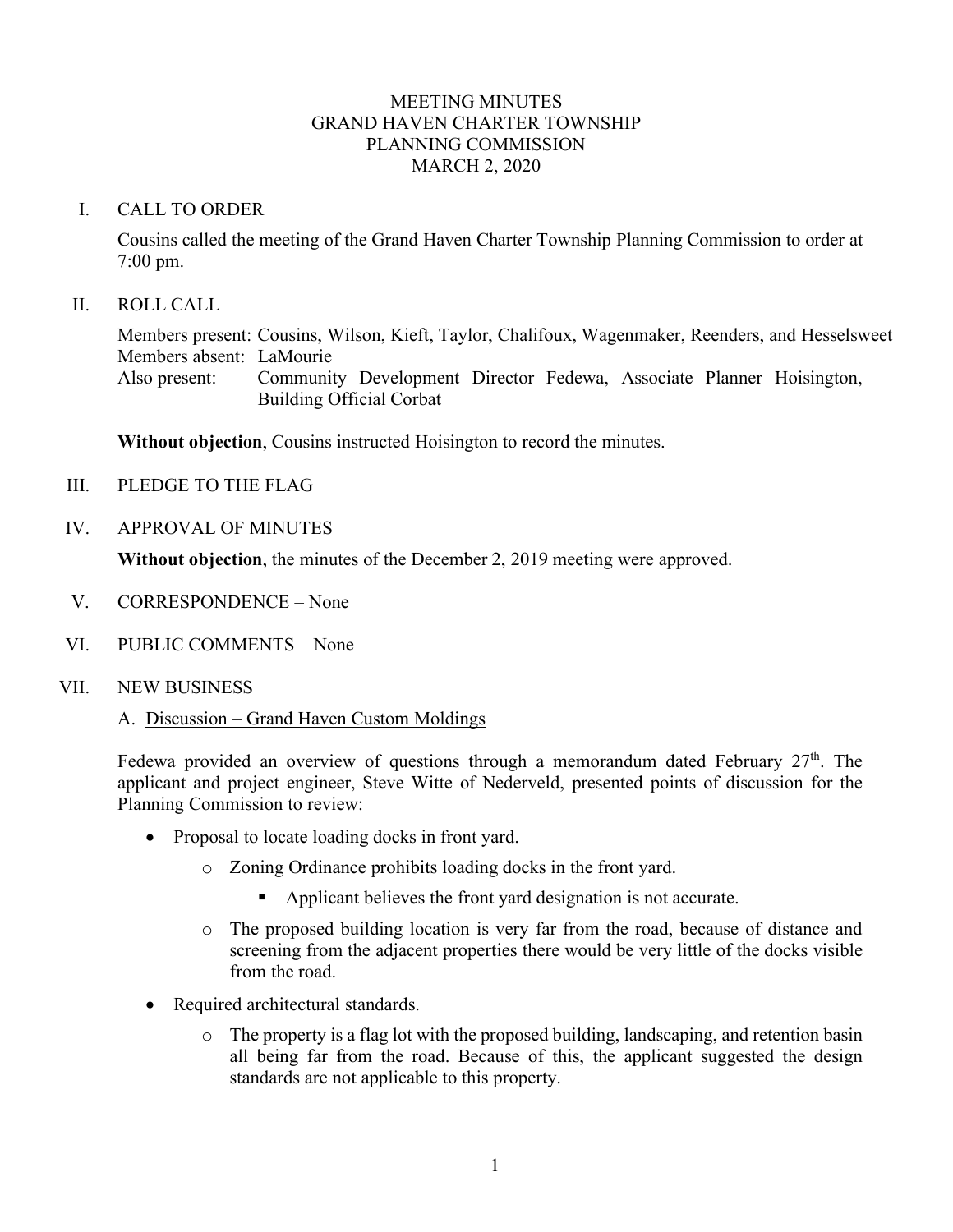# MEETING MINUTES
# GRAND HAVEN CHARTER TOWNSHIP
# PLANNING COMMISSION
# MARCH 2, 2020

## I. CALL TO ORDER

Cousins called the meeting of the Grand Haven Charter Township Planning Commission to order at 7:00 pm.

## II. ROLL CALL

Members present: Cousins, Wilson, Kieft, Taylor, Chalifoux, Wagenmaker, Reenders, and Hesselsweet
Members absent: LaMourie
Also present: Community Development Director Fedewa, Associate Planner Hoisington, Building Official Corbat

**Without objection**, Cousins instructed Hoisington to record the minutes.

## III. PLEDGE TO THE FLAG

## IV. APPROVAL OF MINUTES

**Without objection**, the minutes of the December 2, 2019 meeting were approved.

## V. CORRESPONDENCE – None

## VI. PUBLIC COMMENTS – None

## VII. NEW BUSINESS

### A. Discussion – Grand Haven Custom Moldings

Fedewa provided an overview of questions through a memorandum dated February 27th. The applicant and project engineer, Steve Witte of Nederveld, presented points of discussion for the Planning Commission to review:

- Proposal to locate loading docks in front yard.
  - Zoning Ordinance prohibits loading docks in the front yard.
    - Applicant believes the front yard designation is not accurate.
  - The proposed building location is very far from the road, because of distance and screening from the adjacent properties there would be very little of the docks visible from the road.
- Required architectural standards.
  - The property is a flag lot with the proposed building, landscaping, and retention basin all being far from the road. Because of this, the applicant suggested the design standards are not applicable to this property.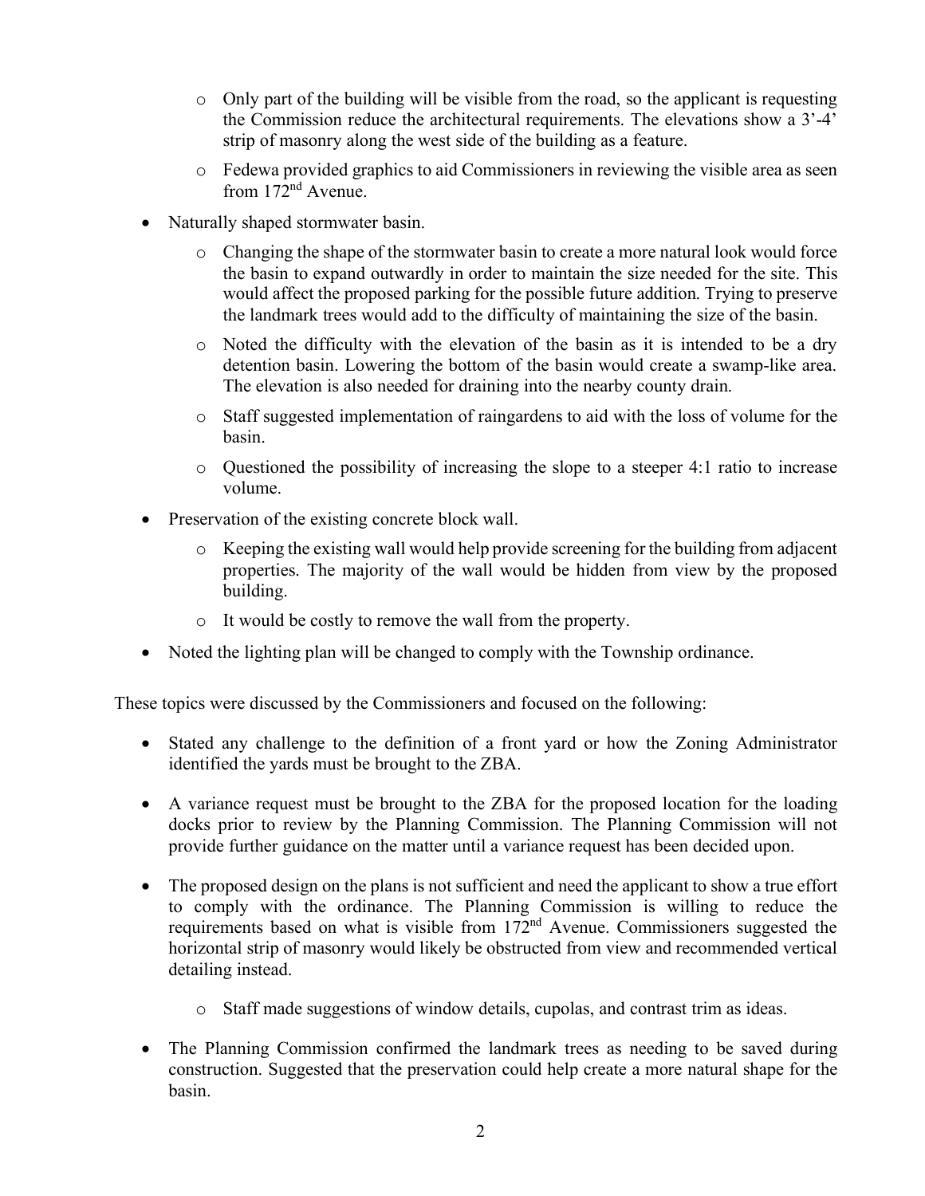- Only part of the building will be visible from the road, so the applicant is requesting the Commission reduce the architectural requirements. The elevations show a 3'-4' strip of masonry along the west side of the building as a feature.
  - Fedewa provided graphics to aid Commissioners in reviewing the visible area as seen from 172nd Avenue.
- Naturally shaped stormwater basin.
  - Changing the shape of the stormwater basin to create a more natural look would force the basin to expand outwardly in order to maintain the size needed for the site. This would affect the proposed parking for the possible future addition. Trying to preserve the landmark trees would add to the difficulty of maintaining the size of the basin.
  - Noted the difficulty with the elevation of the basin as it is intended to be a dry detention basin. Lowering the bottom of the basin would create a swamp-like area. The elevation is also needed for draining into the nearby county drain.
  - Staff suggested implementation of raingardens to aid with the loss of volume for the basin.
  - Questioned the possibility of increasing the slope to a steeper 4:1 ratio to increase volume.
- Preservation of the existing concrete block wall.
  - Keeping the existing wall would help provide screening for the building from adjacent properties. The majority of the wall would be hidden from view by the proposed building.
  - It would be costly to remove the wall from the property.
- Noted the lighting plan will be changed to comply with the Township ordinance.

These topics were discussed by the Commissioners and focused on the following:

- Stated any challenge to the definition of a front yard or how the Zoning Administrator identified the yards must be brought to the ZBA.
- A variance request must be brought to the ZBA for the proposed location for the loading docks prior to review by the Planning Commission. The Planning Commission will not provide further guidance on the matter until a variance request has been decided upon.
- The proposed design on the plans is not sufficient and need the applicant to show a true effort to comply with the ordinance. The Planning Commission is willing to reduce the requirements based on what is visible from 172nd Avenue. Commissioners suggested the horizontal strip of masonry would likely be obstructed from view and recommended vertical detailing instead.
  - Staff made suggestions of window details, cupolas, and contrast trim as ideas.
- The Planning Commission confirmed the landmark trees as needing to be saved during construction. Suggested that the preservation could help create a more natural shape for the basin.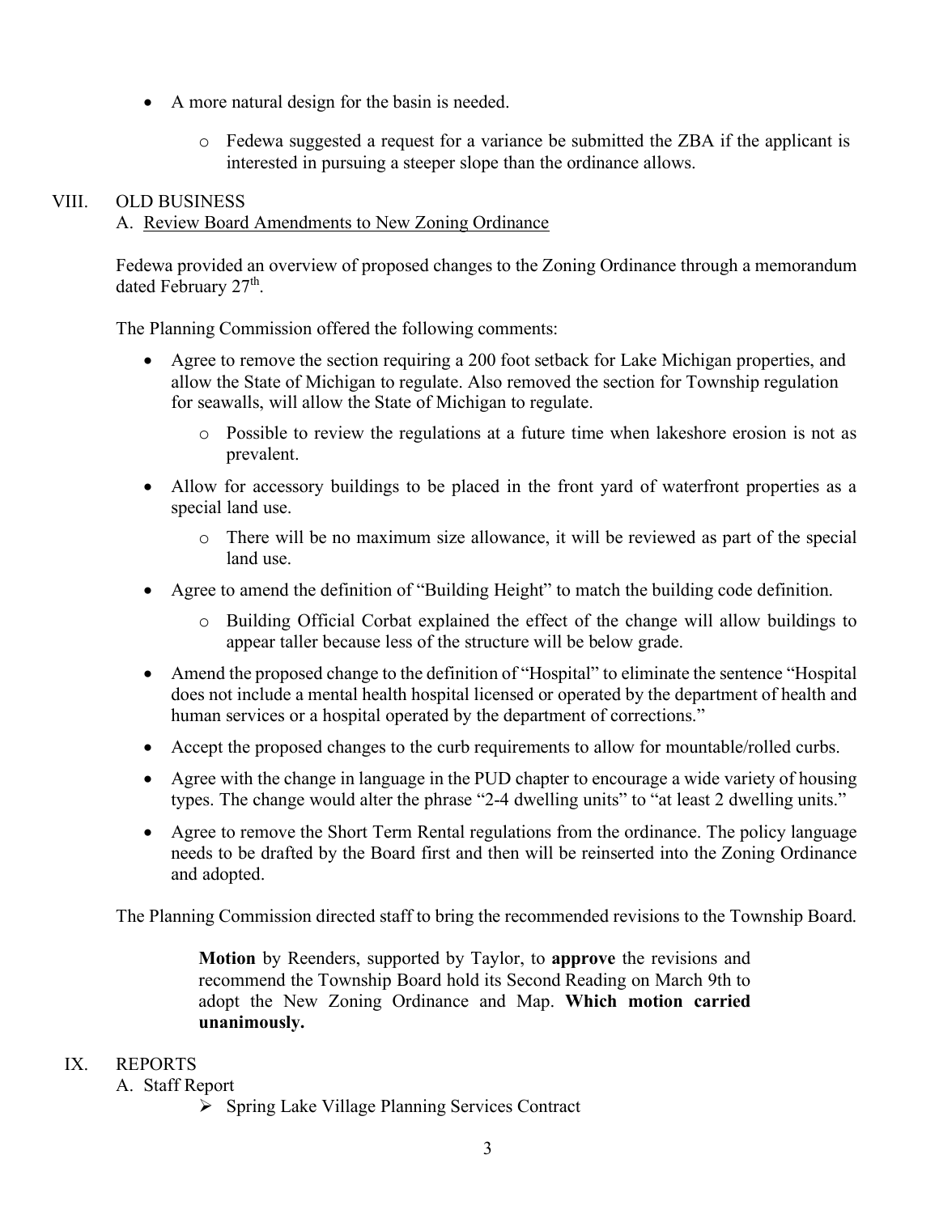- A more natural design for the basin is needed.
    - Fedewa suggested a request for a variance be submitted the ZBA if the applicant is interested in pursuing a steeper slope than the ordinance allows.

## VIII. OLD BUSINESS

### A. Review Board Amendments to New Zoning Ordinance

Fedewa provided an overview of proposed changes to the Zoning Ordinance through a memorandum dated February 27th.

The Planning Commission offered the following comments:

- Agree to remove the section requiring a 200 foot setback for Lake Michigan properties, and allow the State of Michigan to regulate. Also removed the section for Township regulation for seawalls, will allow the State of Michigan to regulate.
    - Possible to review the regulations at a future time when lakeshore erosion is not as prevalent.
- Allow for accessory buildings to be placed in the front yard of waterfront properties as a special land use.
    - There will be no maximum size allowance, it will be reviewed as part of the special land use.
- Agree to amend the definition of "Building Height" to match the building code definition.
    - Building Official Corbat explained the effect of the change will allow buildings to appear taller because less of the structure will be below grade.
- Amend the proposed change to the definition of "Hospital" to eliminate the sentence "Hospital does not include a mental health hospital licensed or operated by the department of health and human services or a hospital operated by the department of corrections."
- Accept the proposed changes to the curb requirements to allow for mountable/rolled curbs.
- Agree with the change in language in the PUD chapter to encourage a wide variety of housing types. The change would alter the phrase "2-4 dwelling units" to "at least 2 dwelling units."
- Agree to remove the Short Term Rental regulations from the ordinance. The policy language needs to be drafted by the Board first and then will be reinserted into the Zoning Ordinance and adopted.

The Planning Commission directed staff to bring the recommended revisions to the Township Board.

> **Motion** by Reenders, supported by Taylor, to **approve** the revisions and recommend the Township Board hold its Second Reading on March 9th to adopt the New Zoning Ordinance and Map. **Which motion carried unanimously.**

## IX. REPORTS

### A. Staff Report

- Spring Lake Village Planning Services Contract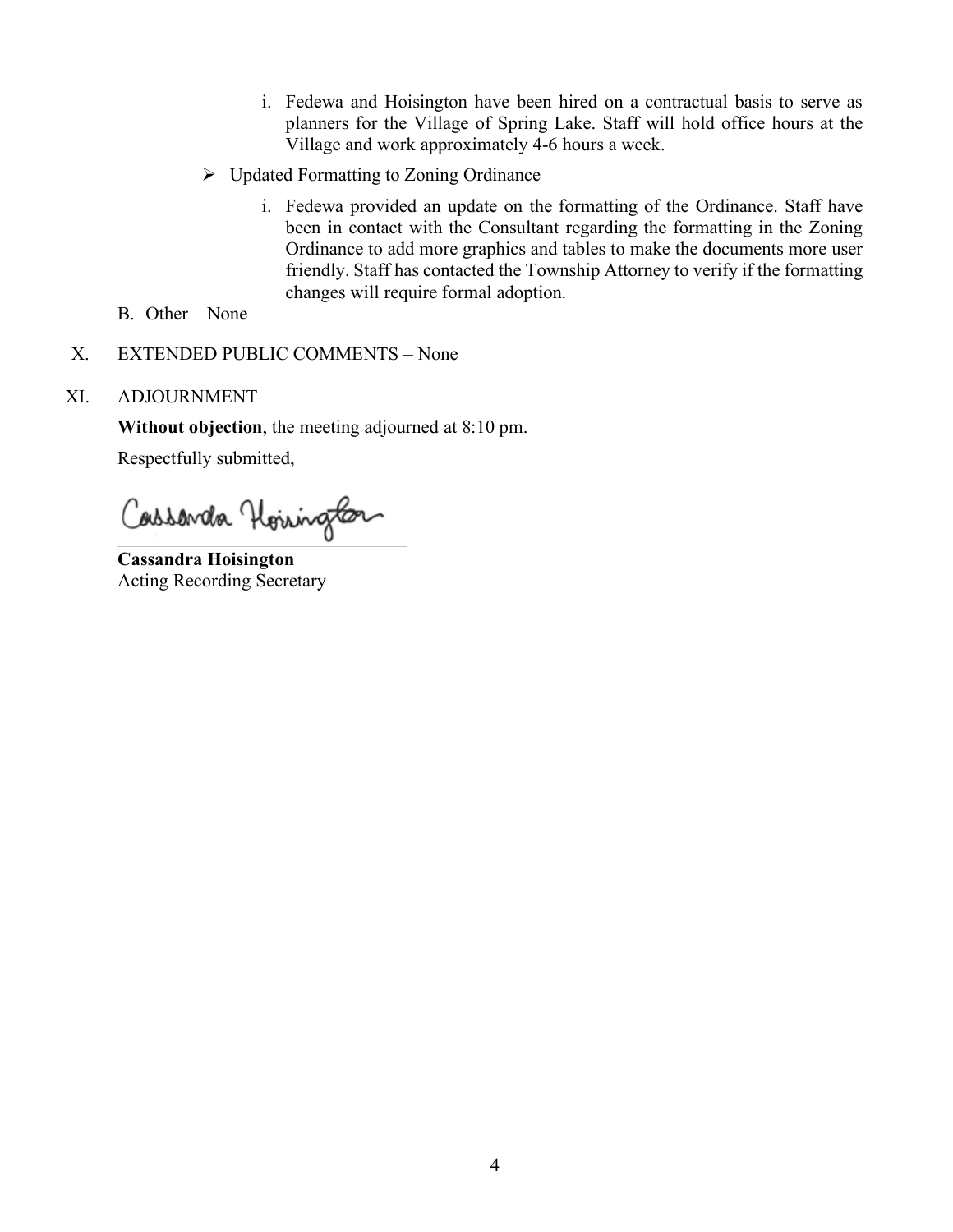i. Fedewa and Hoisington have been hired on a contractual basis to serve as planners for the Village of Spring Lake. Staff will hold office hours at the Village and work approximately 4-6 hours a week.

- Updated Formatting to Zoning Ordinance

   i. Fedewa provided an update on the formatting of the Ordinance. Staff have been in contact with the Consultant regarding the formatting in the Zoning Ordinance to add more graphics and tables to make the documents more user friendly. Staff has contacted the Township Attorney to verify if the formatting changes will require formal adoption.

B. Other – None

X. EXTENDED PUBLIC COMMENTS – None

XI. ADJOURNMENT

**Without objection**, the meeting adjourned at 8:10 pm.

Respectfully submitted,

Cassandra Hoisington

**Cassandra Hoisington**
Acting Recording Secretary